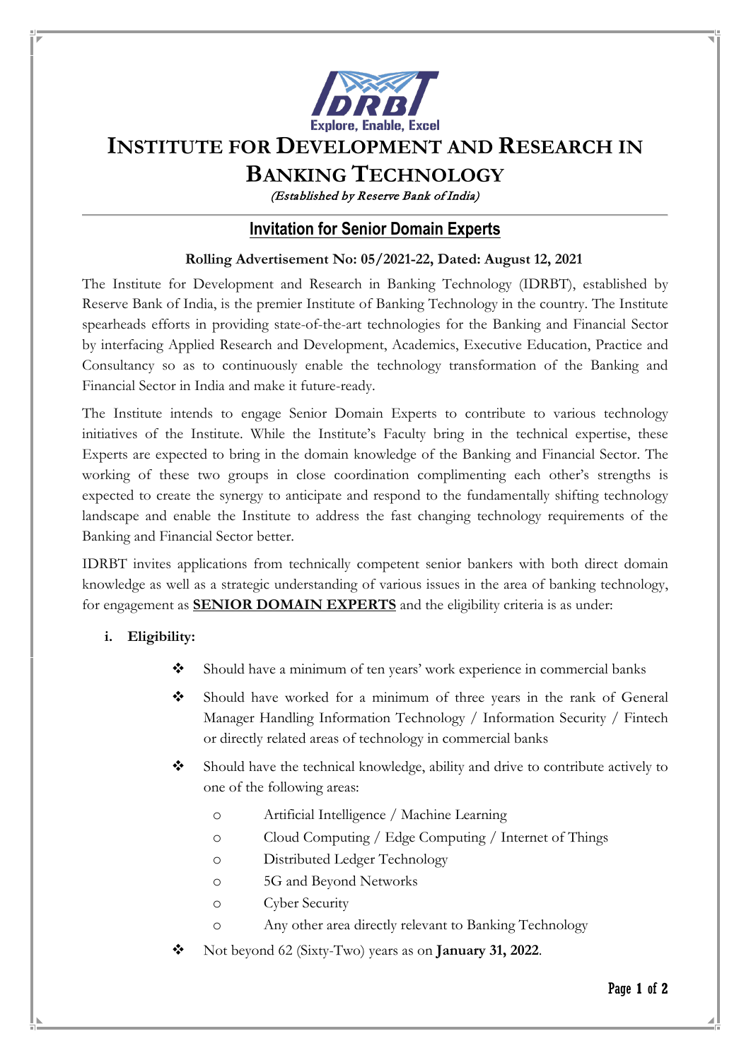# INSTITUTE FOR DEVELOPMENT AND RESEARCH IN BANKING TECHNOLOGY

*(Established by Reserve Bank of India)*

## Invitation for Senior Domain Experts

**Rolling Advertisement No: 05/2021-22, Dated: August 12, 2021**

The Institute for Development and Research in Banking Technology (IDRBT), established by Reserve Bank of India, is the premier Institute of Banking Technology in the country. The Institute spearheads efforts in providing state-of-the-art technologies for the Banking and Financial Sector by interfacing Applied Research and Development, Academics, Executive Education, Practice and Consultancy so as to continuously enable the technology transformation of the Banking and Financial Sector in India and make it future-ready.

The Institute intends to engage Senior Domain Experts to contribute to various technology initiatives of the Institute. While the Institute's Faculty bring in the technical expertise, these Experts are expected to bring in the domain knowledge of the Banking and Financial Sector. The working of these two groups in close coordination complimenting each other's strengths is expected to create the synergy to anticipate and respond to the fundamentally shifting technology landscape and enable the Institute to address the fast changing technology requirements of the Banking and Financial Sector better.

IDRBT invites applications from technically competent senior bankers with both direct domain knowledge as well as a strategic understanding of various issues in the area of banking technology, for engagement as **SENIOR DOMAIN EXPERTS** and the eligibility criteria is as under:

**i. Eligibility:**

- Should have a minimum of ten years' work experience in commercial banks
- Should have worked for a minimum of three years in the rank of General Manager Handling Information Technology / Information Security / Fintech or directly related areas of technology in commercial banks
- Should have the technical knowledge, ability and drive to contribute actively to one of the following areas:
  - Artificial Intelligence / Machine Learning
  - Cloud Computing / Edge Computing / Internet of Things
  - Distributed Ledger Technology
  - 5G and Beyond Networks
  - Cyber Security
  - Any other area directly relevant to Banking Technology
- Not beyond 62 (Sixty-Two) years as on **January 31, 2022**.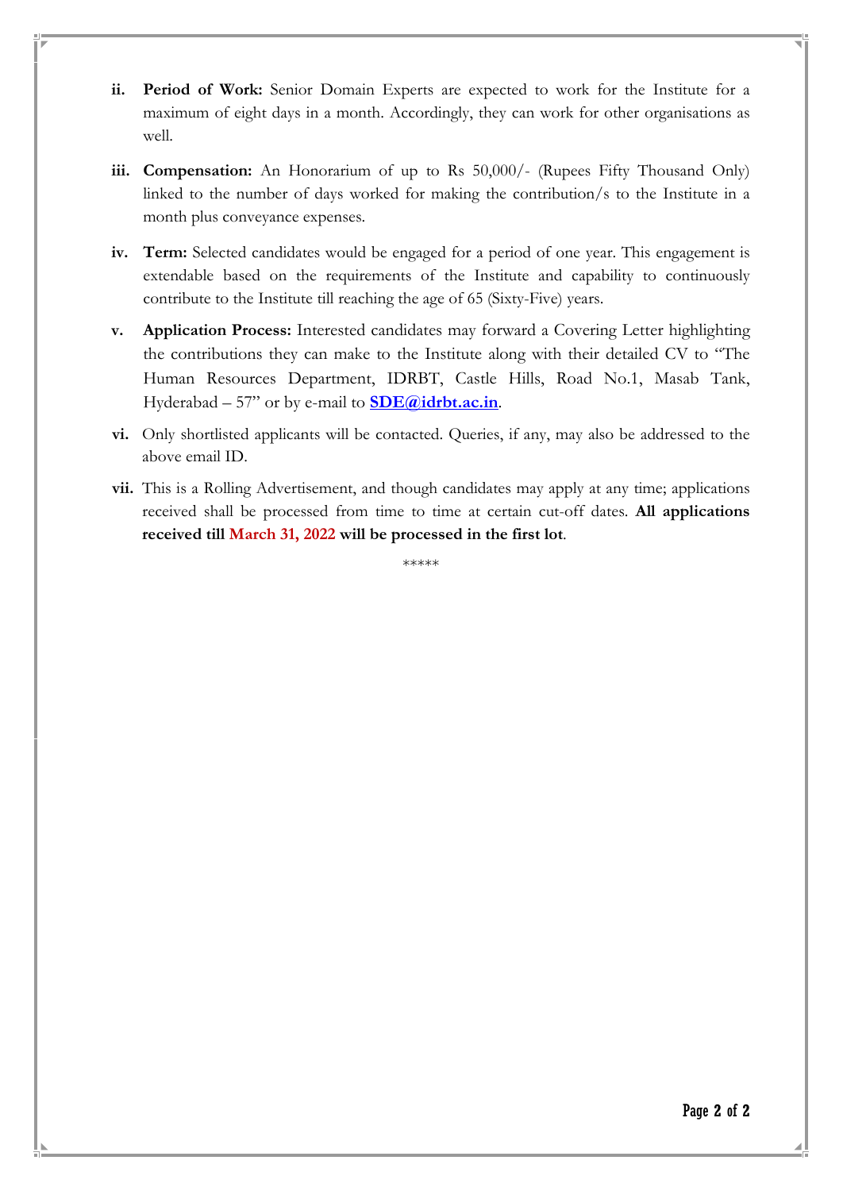ii. **Period of Work:** Senior Domain Experts are expected to work for the Institute for a maximum of eight days in a month. Accordingly, they can work for other organisations as well.

iii. **Compensation:** An Honorarium of up to Rs 50,000/- (Rupees Fifty Thousand Only) linked to the number of days worked for making the contribution/s to the Institute in a month plus conveyance expenses.

iv. **Term:** Selected candidates would be engaged for a period of one year. This engagement is extendable based on the requirements of the Institute and capability to continuously contribute to the Institute till reaching the age of 65 (Sixty-Five) years.

v. **Application Process:** Interested candidates may forward a Covering Letter highlighting the contributions they can make to the Institute along with their detailed CV to "The Human Resources Department, IDRBT, Castle Hills, Road No.1, Masab Tank, Hyderabad – 57" or by e-mail to **SDE@idrbt.ac.in**.

vi. Only shortlisted applicants will be contacted. Queries, if any, may also be addressed to the above email ID.

vii. This is a Rolling Advertisement, and though candidates may apply at any time; applications received shall be processed from time to time at certain cut-off dates. **All applications received till March 31, 2022 will be processed in the first lot**.

*****